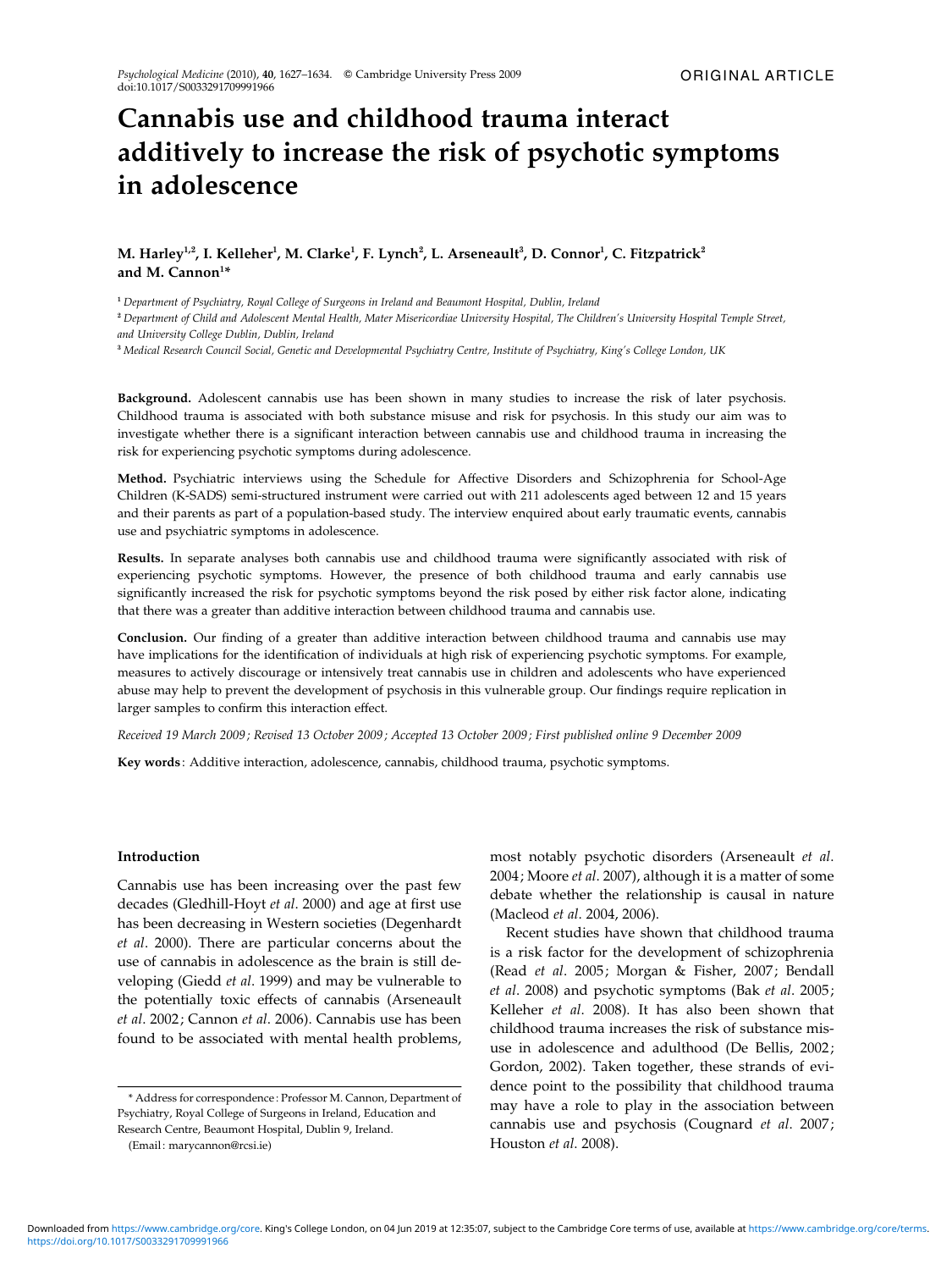ORIGINAL ARTICLE

# Cannabis use and childhood trauma interact additively to increase the risk of psychotic symptoms in adolescence

**M. Harley[1,2], I. Kelleher[1], M. Clarke[1], F. Lynch[2], L. Arseneault[3], D. Connor[1], C. Fitzpatrick[2] and M. Cannon[1]***

[1] *Department of Psychiatry, Royal College of Surgeons in Ireland and Beaumont Hospital, Dublin, Ireland*

[2] *Department of Child and Adolescent Mental Health, Mater Misericordiae University Hospital, The Children's University Hospital Temple Street, and University College Dublin, Dublin, Ireland*

[3] *Medical Research Council Social, Genetic and Developmental Psychiatry Centre, Institute of Psychiatry, King's College London, UK*

**Background.** Adolescent cannabis use has been shown in many studies to increase the risk of later psychosis. Childhood trauma is associated with both substance misuse and risk for psychosis. In this study our aim was to investigate whether there is a significant interaction between cannabis use and childhood trauma in increasing the risk for experiencing psychotic symptoms during adolescence.

**Method.** Psychiatric interviews using the Schedule for Affective Disorders and Schizophrenia for School-Age Children (K-SADS) semi-structured instrument were carried out with 211 adolescents aged between 12 and 15 years and their parents as part of a population-based study. The interview enquired about early traumatic events, cannabis use and psychiatric symptoms in adolescence.

**Results.** In separate analyses both cannabis use and childhood trauma were significantly associated with risk of experiencing psychotic symptoms. However, the presence of both childhood trauma and early cannabis use significantly increased the risk for psychotic symptoms beyond the risk posed by either risk factor alone, indicating that there was a greater than additive interaction between childhood trauma and cannabis use.

**Conclusion.** Our finding of a greater than additive interaction between childhood trauma and cannabis use may have implications for the identification of individuals at high risk of experiencing psychotic symptoms. For example, measures to actively discourage or intensively treat cannabis use in children and adolescents who have experienced abuse may help to prevent the development of psychosis in this vulnerable group. Our findings require replication in larger samples to confirm this interaction effect.

*Received 19 March 2009; Revised 13 October 2009; Accepted 13 October 2009; First published online 9 December 2009*

**Key words**: Additive interaction, adolescence, cannabis, childhood trauma, psychotic symptoms.

## Introduction

Cannabis use has been increasing over the past few decades (Gledhill-Hoyt *et al*. 2000) and age at first use has been decreasing in Western societies (Degenhardt *et al*. 2000). There are particular concerns about the use of cannabis in adolescence as the brain is still developing (Giedd *et al*. 1999) and may be vulnerable to the potentially toxic effects of cannabis (Arseneault *et al*. 2002; Cannon *et al*. 2006). Cannabis use has been found to be associated with mental health problems, most notably psychotic disorders (Arseneault *et al*. 2004; Moore *et al*. 2007), although it is a matter of some debate whether the relationship is causal in nature (Macleod *et al*. 2004, 2006).

Recent studies have shown that childhood trauma is a risk factor for the development of schizophrenia (Read *et al*. 2005; Morgan & Fisher, 2007; Bendall *et al*. 2008) and psychotic symptoms (Bak *et al*. 2005; Kelleher *et al*. 2008). It has also been shown that childhood trauma increases the risk of substance misuse in adolescence and adulthood (De Bellis, 2002; Gordon, 2002). Taken together, these strands of evidence point to the possibility that childhood trauma may have a role to play in the association between cannabis use and psychosis (Cougnard *et al*. 2007; Houston *et al*. 2008).

\* Address for correspondence: Professor M. Cannon, Department of Psychiatry, Royal College of Surgeons in Ireland, Education and Research Centre, Beaumont Hospital, Dublin 9, Ireland.

(Email: marycannon@rcsi.ie)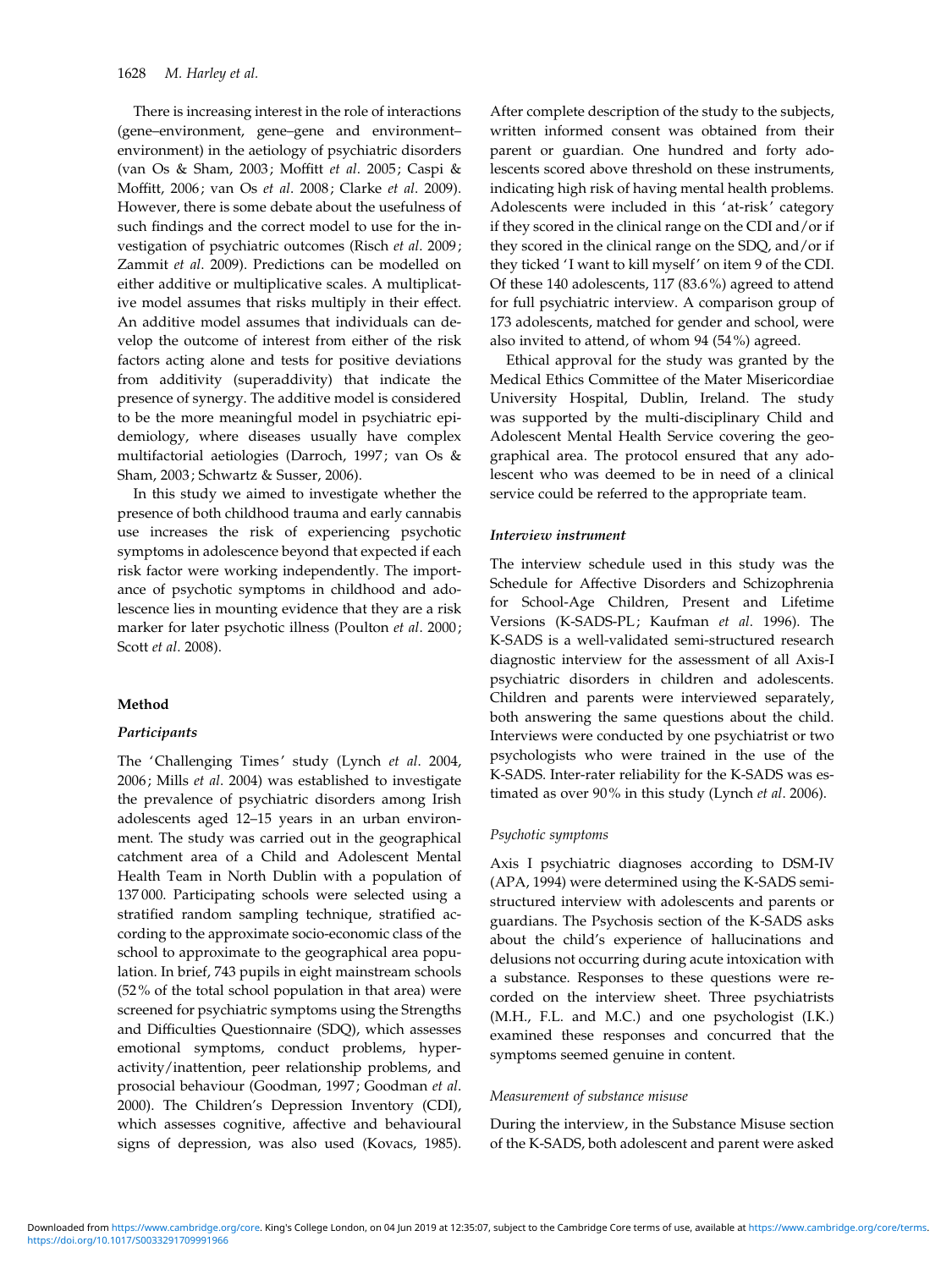There is increasing interest in the role of interactions (gene–environment, gene–gene and environment–environment) in the aetiology of psychiatric disorders (van Os & Sham, 2003; Moffitt *et al*. 2005; Caspi & Moffitt, 2006; van Os *et al*. 2008; Clarke *et al*. 2009). However, there is some debate about the usefulness of such findings and the correct model to use for the investigation of psychiatric outcomes (Risch *et al*. 2009; Zammit *et al*. 2009). Predictions can be modelled on either additive or multiplicative scales. A multiplicative model assumes that risks multiply in their effect. An additive model assumes that individuals can develop the outcome of interest from either of the risk factors acting alone and tests for positive deviations from additivity (superaddivity) that indicate the presence of synergy. The additive model is considered to be the more meaningful model in psychiatric epidemiology, where diseases usually have complex multifactorial aetiologies (Darroch, 1997; van Os & Sham, 2003; Schwartz & Susser, 2006).

In this study we aimed to investigate whether the presence of both childhood trauma and early cannabis use increases the risk of experiencing psychotic symptoms in adolescence beyond that expected if each risk factor were working independently. The importance of psychotic symptoms in childhood and adolescence lies in mounting evidence that they are a risk marker for later psychotic illness (Poulton *et al*. 2000; Scott *et al*. 2008).

## Method

### *Participants*

The 'Challenging Times' study (Lynch *et al*. 2004, 2006; Mills *et al*. 2004) was established to investigate the prevalence of psychiatric disorders among Irish adolescents aged 12–15 years in an urban environment. The study was carried out in the geographical catchment area of a Child and Adolescent Mental Health Team in North Dublin with a population of 137 000. Participating schools were selected using a stratified random sampling technique, stratified according to the approximate socio-economic class of the school to approximate to the geographical area population. In brief, 743 pupils in eight mainstream schools (52% of the total school population in that area) were screened for psychiatric symptoms using the Strengths and Difficulties Questionnaire (SDQ), which assesses emotional symptoms, conduct problems, hyperactivity/inattention, peer relationship problems, and prosocial behaviour (Goodman, 1997; Goodman *et al*. 2000). The Children's Depression Inventory (CDI), which assesses cognitive, affective and behavioural signs of depression, was also used (Kovacs, 1985). After complete description of the study to the subjects, written informed consent was obtained from their parent or guardian. One hundred and forty adolescents scored above threshold on these instruments, indicating high risk of having mental health problems. Adolescents were included in this 'at-risk' category if they scored in the clinical range on the CDI and/or if they scored in the clinical range on the SDQ, and/or if they ticked 'I want to kill myself' on item 9 of the CDI. Of these 140 adolescents, 117 (83.6%) agreed to attend for full psychiatric interview. A comparison group of 173 adolescents, matched for gender and school, were also invited to attend, of whom 94 (54%) agreed.

Ethical approval for the study was granted by the Medical Ethics Committee of the Mater Misericordiae University Hospital, Dublin, Ireland. The study was supported by the multi-disciplinary Child and Adolescent Mental Health Service covering the geographical area. The protocol ensured that any adolescent who was deemed to be in need of a clinical service could be referred to the appropriate team.

### *Interview instrument*

The interview schedule used in this study was the Schedule for Affective Disorders and Schizophrenia for School-Age Children, Present and Lifetime Versions (K-SADS-PL; Kaufman *et al*. 1996). The K-SADS is a well-validated semi-structured research diagnostic interview for the assessment of all Axis-I psychiatric disorders in children and adolescents. Children and parents were interviewed separately, both answering the same questions about the child. Interviews were conducted by one psychiatrist or two psychologists who were trained in the use of the K-SADS. Inter-rater reliability for the K-SADS was estimated as over 90% in this study (Lynch *et al*. 2006).

#### *Psychotic symptoms*

Axis I psychiatric diagnoses according to DSM-IV (APA, 1994) were determined using the K-SADS semi-structured interview with adolescents and parents or guardians. The Psychosis section of the K-SADS asks about the child's experience of hallucinations and delusions not occurring during acute intoxication with a substance. Responses to these questions were recorded on the interview sheet. Three psychiatrists (M.H., F.L. and M.C.) and one psychologist (I.K.) examined these responses and concurred that the symptoms seemed genuine in content.

#### *Measurement of substance misuse*

During the interview, in the Substance Misuse section of the K-SADS, both adolescent and parent were asked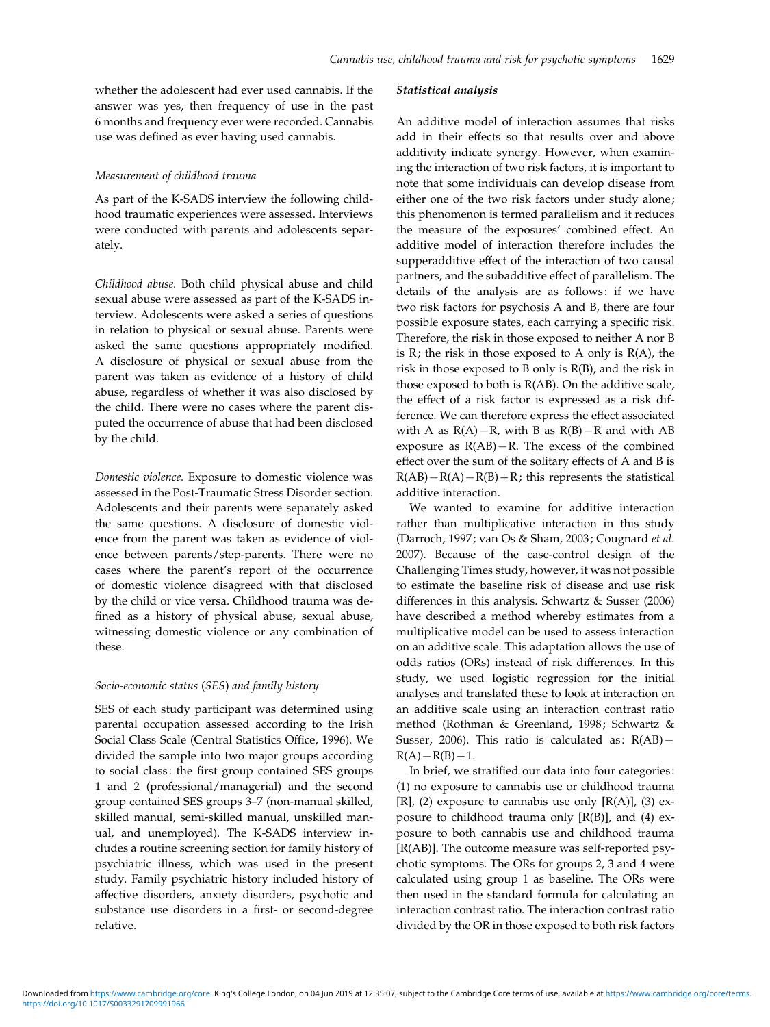whether the adolescent had ever used cannabis. If the answer was yes, then frequency of use in the past 6 months and frequency ever were recorded. Cannabis use was defined as ever having used cannabis.

### *Measurement of childhood trauma*

As part of the K-SADS interview the following childhood traumatic experiences were assessed. Interviews were conducted with parents and adolescents separately.

*Childhood abuse.* Both child physical abuse and child sexual abuse were assessed as part of the K-SADS interview. Adolescents were asked a series of questions in relation to physical or sexual abuse. Parents were asked the same questions appropriately modified. A disclosure of physical or sexual abuse from the parent was taken as evidence of a history of child abuse, regardless of whether it was also disclosed by the child. There were no cases where the parent disputed the occurrence of abuse that had been disclosed by the child.

*Domestic violence.* Exposure to domestic violence was assessed in the Post-Traumatic Stress Disorder section. Adolescents and their parents were separately asked the same questions. A disclosure of domestic violence from the parent was taken as evidence of violence between parents/step-parents. There were no cases where the parent's report of the occurrence of domestic violence disagreed with that disclosed by the child or vice versa. Childhood trauma was defined as a history of physical abuse, sexual abuse, witnessing domestic violence or any combination of these.

### *Socio-economic status (SES) and family history*

SES of each study participant was determined using parental occupation assessed according to the Irish Social Class Scale (Central Statistics Office, 1996). We divided the sample into two major groups according to social class: the first group contained SES groups 1 and 2 (professional/managerial) and the second group contained SES groups 3–7 (non-manual skilled, skilled manual, semi-skilled manual, unskilled manual, and unemployed). The K-SADS interview includes a routine screening section for family history of psychiatric illness, which was used in the present study. Family psychiatric history included history of affective disorders, anxiety disorders, psychotic and substance use disorders in a first- or second-degree relative.

### **Statistical analysis**

An additive model of interaction assumes that risks add in their effects so that results over and above additivity indicate synergy. However, when examining the interaction of two risk factors, it is important to note that some individuals can develop disease from either one of the two risk factors under study alone; this phenomenon is termed parallelism and it reduces the measure of the exposures' combined effect. An additive model of interaction therefore includes the supperadditive effect of the interaction of two causal partners, and the subadditive effect of parallelism. The details of the analysis are as follows: if we have two risk factors for psychosis A and B, there are four possible exposure states, each carrying a specific risk. Therefore, the risk in those exposed to neither A nor B is R; the risk in those exposed to A only is R(A), the risk in those exposed to B only is R(B), and the risk in those exposed to both is R(AB). On the additive scale, the effect of a risk factor is expressed as a risk difference. We can therefore express the effect associated with A as $R(A)-R$, with B as $R(B)-R$ and with AB exposure as $R(AB)-R$. The excess of the combined effect over the sum of the solitary effects of A and B is $R(AB)-R(A)-R(B)+R$; this represents the statistical additive interaction.

We wanted to examine for additive interaction rather than multiplicative interaction in this study (Darroch, 1997; van Os & Sham, 2003; Cougnard *et al.* 2007). Because of the case-control design of the Challenging Times study, however, it was not possible to estimate the baseline risk of disease and use risk differences in this analysis. Schwartz & Susser (2006) have described a method whereby estimates from a multiplicative model can be used to assess interaction on an additive scale. This adaptation allows the use of odds ratios (ORs) instead of risk differences. In this study, we used logistic regression for the initial analyses and translated these to look at interaction on an additive scale using an interaction contrast ratio method (Rothman & Greenland, 1998; Schwartz & Susser, 2006). This ratio is calculated as: $R(AB)-R(A)-R(B)+1$.

In brief, we stratified our data into four categories: (1) no exposure to cannabis use or childhood trauma [R], (2) exposure to cannabis use only [R(A)], (3) exposure to childhood trauma only [R(B)], and (4) exposure to both cannabis use and childhood trauma [R(AB)]. The outcome measure was self-reported psychotic symptoms. The ORs for groups 2, 3 and 4 were calculated using group 1 as baseline. The ORs were then used in the standard formula for calculating an interaction contrast ratio. The interaction contrast ratio divided by the OR in those exposed to both risk factors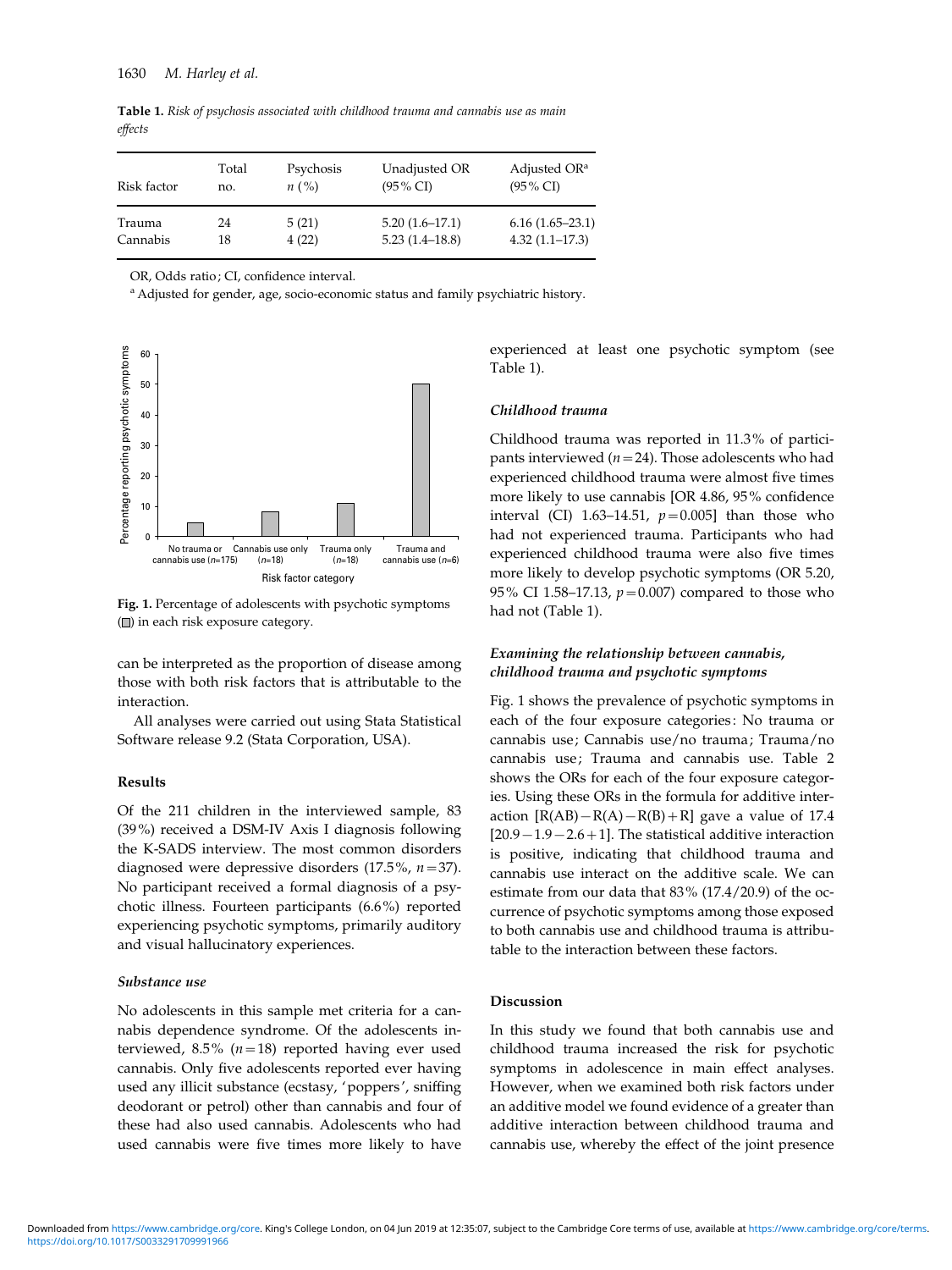**Table 1.** *Risk of psychosis associated with childhood trauma and cannabis use as main effects*

| Risk factor | Total no. | Psychosis *n* (%) | Unadjusted OR (95% CI) | Adjusted OR[a] (95% CI) |
|---|---|---|---|---|
| Trauma | 24 | 5 (21) | 5.20 (1.6–17.1) | 6.16 (1.65–23.1) |
| Cannabis | 18 | 4 (22) | 5.23 (1.4–18.8) | 4.32 (1.1–17.3) |

OR, Odds ratio; CI, confidence interval.

[a] Adjusted for gender, age, socio-economic status and family psychiatric history.

**Fig. 1.** Percentage of adolescents with psychotic symptoms (▯) in each risk exposure category.

can be interpreted as the proportion of disease among those with both risk factors that is attributable to the interaction.

All analyses were carried out using Stata Statistical Software release 9.2 (Stata Corporation, USA).

## Results

Of the 211 children in the interviewed sample, 83 (39%) received a DSM-IV Axis I diagnosis following the K-SADS interview. The most common disorders diagnosed were depressive disorders (17.5%, $n=37$). No participant received a formal diagnosis of a psychotic illness. Fourteen participants (6.6%) reported experiencing psychotic symptoms, primarily auditory and visual hallucinatory experiences.

### *Substance use*

No adolescents in this sample met criteria for a cannabis dependence syndrome. Of the adolescents interviewed, 8.5% ($n=18$) reported having ever used cannabis. Only five adolescents reported ever having used any illicit substance (ecstasy, 'poppers', sniffing deodorant or petrol) other than cannabis and four of these had also used cannabis. Adolescents who had used cannabis were five times more likely to have experienced at least one psychotic symptom (see Table 1).

### *Childhood trauma*

Childhood trauma was reported in 11.3% of participants interviewed ($n=24$). Those adolescents who had experienced childhood trauma were almost five times more likely to use cannabis [OR 4.86, 95% confidence interval (CI) 1.63–14.51, $p=0.005$] than those who had not experienced trauma. Participants who had experienced childhood trauma were also five times more likely to develop psychotic symptoms (OR 5.20, 95% CI 1.58–17.13, $p=0.007$) compared to those who had not (Table 1).

### *Examining the relationship between cannabis, childhood trauma and psychotic symptoms*

Fig. 1 shows the prevalence of psychotic symptoms in each of the four exposure categories: No trauma or cannabis use; Cannabis use/no trauma; Trauma/no cannabis use; Trauma and cannabis use. Table 2 shows the ORs for each of the four exposure categories. Using these ORs in the formula for additive interaction $[R(AB)-R(A)-R(B)+R]$ gave a value of 17.4 $[20.9-1.9-2.6+1]$. The statistical additive interaction is positive, indicating that childhood trauma and cannabis use interact on the additive scale. We can estimate from our data that 83% (17.4/20.9) of the occurrence of psychotic symptoms among those exposed to both cannabis use and childhood trauma is attributable to the interaction between these factors.

## Discussion

In this study we found that both cannabis use and childhood trauma increased the risk for psychotic symptoms in adolescence in main effect analyses. However, when we examined both risk factors under an additive model we found evidence of a greater than additive interaction between childhood trauma and cannabis use, whereby the effect of the joint presence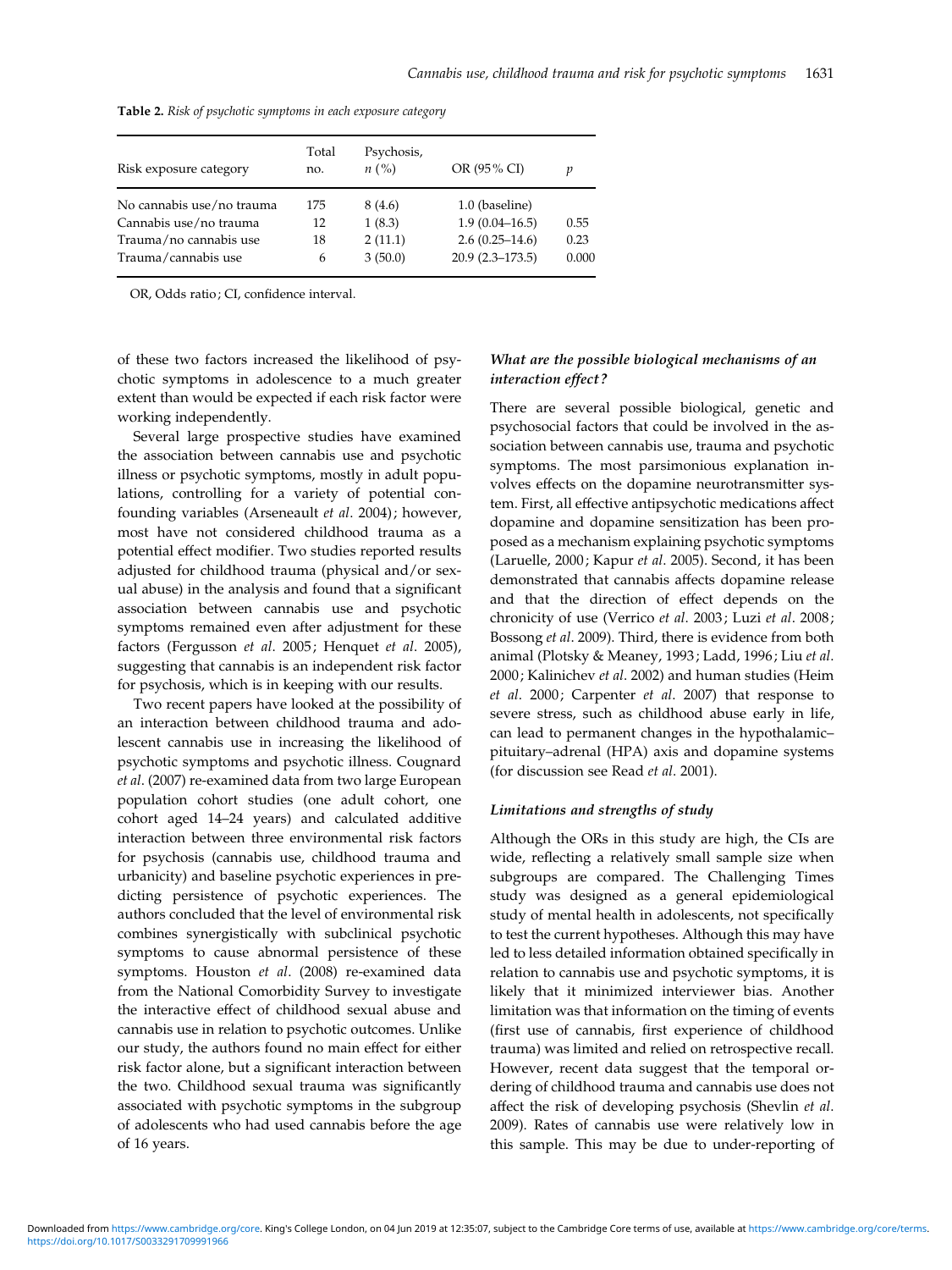**Table 2.** *Risk of psychotic symptoms in each exposure category*

| Risk exposure category | Total no. | Psychosis, *n* (%) | OR (95% CI) | *p* |
|---|---|---|---|---|
| No cannabis use/no trauma | 175 | 8 (4.6) | 1.0 (baseline) | |
| Cannabis use/no trauma | 12 | 1 (8.3) | 1.9 (0.04–16.5) | 0.55 |
| Trauma/no cannabis use | 18 | 2 (11.1) | 2.6 (0.25–14.6) | 0.23 |
| Trauma/cannabis use | 6 | 3 (50.0) | 20.9 (2.3–173.5) | 0.000 |

OR, Odds ratio; CI, confidence interval.

of these two factors increased the likelihood of psychotic symptoms in adolescence to a much greater extent than would be expected if each risk factor were working independently.

Several large prospective studies have examined the association between cannabis use and psychotic illness or psychotic symptoms, mostly in adult populations, controlling for a variety of potential confounding variables (Arseneault *et al*. 2004); however, most have not considered childhood trauma as a potential effect modifier. Two studies reported results adjusted for childhood trauma (physical and/or sexual abuse) in the analysis and found that a significant association between cannabis use and psychotic symptoms remained even after adjustment for these factors (Fergusson *et al*. 2005; Henquet *et al*. 2005), suggesting that cannabis is an independent risk factor for psychosis, which is in keeping with our results.

Two recent papers have looked at the possibility of an interaction between childhood trauma and adolescent cannabis use in increasing the likelihood of psychotic symptoms and psychotic illness. Cougnard *et al*. (2007) re-examined data from two large European population cohort studies (one adult cohort, one cohort aged 14–24 years) and calculated additive interaction between three environmental risk factors for psychosis (cannabis use, childhood trauma and urbanicity) and baseline psychotic experiences in predicting persistence of psychotic experiences. The authors concluded that the level of environmental risk combines synergistically with subclinical psychotic symptoms to cause abnormal persistence of these symptoms. Houston *et al*. (2008) re-examined data from the National Comorbidity Survey to investigate the interactive effect of childhood sexual abuse and cannabis use in relation to psychotic outcomes. Unlike our study, the authors found no main effect for either risk factor alone, but a significant interaction between the two. Childhood sexual trauma was significantly associated with psychotic symptoms in the subgroup of adolescents who had used cannabis before the age of 16 years.

### *What are the possible biological mechanisms of an interaction effect?*

There are several possible biological, genetic and psychosocial factors that could be involved in the association between cannabis use, trauma and psychotic symptoms. The most parsimonious explanation involves effects on the dopamine neurotransmitter system. First, all effective antipsychotic medications affect dopamine and dopamine sensitization has been proposed as a mechanism explaining psychotic symptoms (Laruelle, 2000; Kapur *et al*. 2005). Second, it has been demonstrated that cannabis affects dopamine release and that the direction of effect depends on the chronicity of use (Verrico *et al*. 2003; Luzi *et al*. 2008; Bossong *et al*. 2009). Third, there is evidence from both animal (Plotsky & Meaney, 1993; Ladd, 1996; Liu *et al*. 2000; Kalinichev *et al*. 2002) and human studies (Heim *et al*. 2000; Carpenter *et al*. 2007) that response to severe stress, such as childhood abuse early in life, can lead to permanent changes in the hypothalamic–pituitary–adrenal (HPA) axis and dopamine systems (for discussion see Read *et al*. 2001).

### *Limitations and strengths of study*

Although the ORs in this study are high, the CIs are wide, reflecting a relatively small sample size when subgroups are compared. The Challenging Times study was designed as a general epidemiological study of mental health in adolescents, not specifically to test the current hypotheses. Although this may have led to less detailed information obtained specifically in relation to cannabis use and psychotic symptoms, it is likely that it minimized interviewer bias. Another limitation was that information on the timing of events (first use of cannabis, first experience of childhood trauma) was limited and relied on retrospective recall. However, recent data suggest that the temporal ordering of childhood trauma and cannabis use does not affect the risk of developing psychosis (Shevlin *et al*. 2009). Rates of cannabis use were relatively low in this sample. This may be due to under-reporting of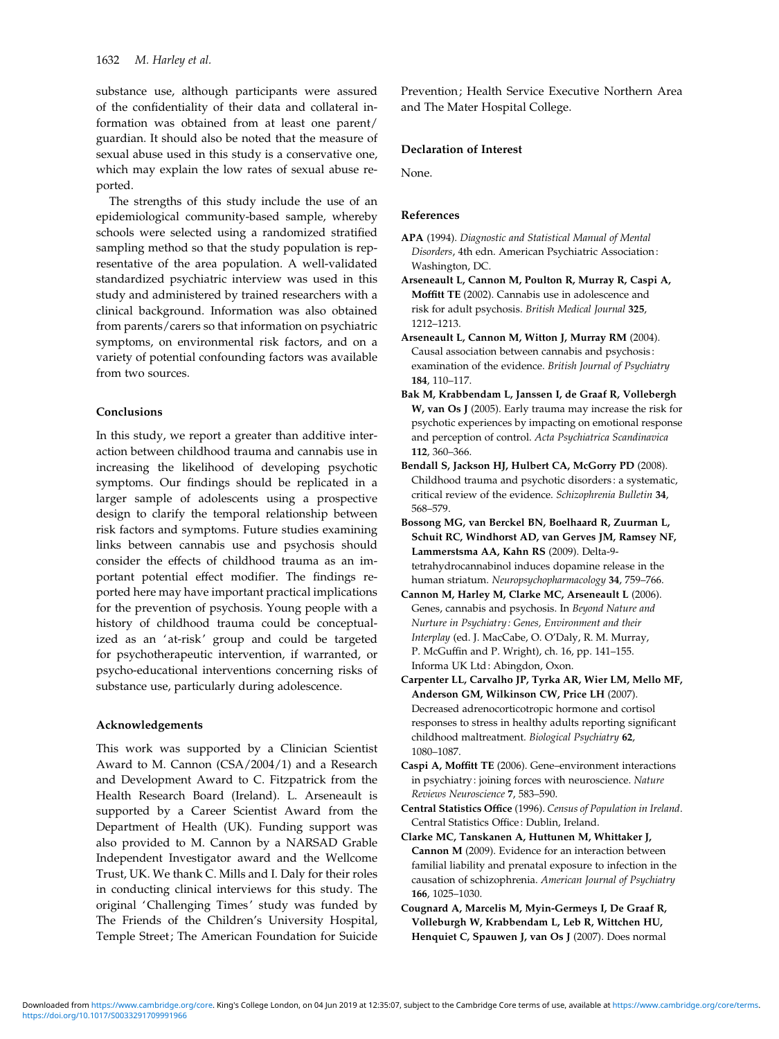substance use, although participants were assured of the confidentiality of their data and collateral information was obtained from at least one parent/guardian. It should also be noted that the measure of sexual abuse used in this study is a conservative one, which may explain the low rates of sexual abuse reported.

The strengths of this study include the use of an epidemiological community-based sample, whereby schools were selected using a randomized stratified sampling method so that the study population is representative of the area population. A well-validated standardized psychiatric interview was used in this study and administered by trained researchers with a clinical background. Information was also obtained from parents/carers so that information on psychiatric symptoms, on environmental risk factors, and on a variety of potential confounding factors was available from two sources.

### Conclusions

In this study, we report a greater than additive interaction between childhood trauma and cannabis use in increasing the likelihood of developing psychotic symptoms. Our findings should be replicated in a larger sample of adolescents using a prospective design to clarify the temporal relationship between risk factors and symptoms. Future studies examining links between cannabis use and psychosis should consider the effects of childhood trauma as an important potential effect modifier. The findings reported here may have important practical implications for the prevention of psychosis. Young people with a history of childhood trauma could be conceptualized as an 'at-risk' group and could be targeted for psychotherapeutic intervention, if warranted, or psycho-educational interventions concerning risks of substance use, particularly during adolescence.

### Acknowledgements

This work was supported by a Clinician Scientist Award to M. Cannon (CSA/2004/1) and a Research and Development Award to C. Fitzpatrick from the Health Research Board (Ireland). L. Arseneault is supported by a Career Scientist Award from the Department of Health (UK). Funding support was also provided to M. Cannon by a NARSAD Grable Independent Investigator award and the Wellcome Trust, UK. We thank C. Mills and I. Daly for their roles in conducting clinical interviews for this study. The original 'Challenging Times' study was funded by The Friends of the Children's University Hospital, Temple Street; The American Foundation for Suicide Prevention; Health Service Executive Northern Area and The Mater Hospital College.

### Declaration of Interest

None.

### References

**APA** (1994). *Diagnostic and Statistical Manual of Mental Disorders*, 4th edn. American Psychiatric Association: Washington, DC.

**Arseneault L, Cannon M, Poulton R, Murray R, Caspi A, Moffitt TE** (2002). Cannabis use in adolescence and risk for adult psychosis. *British Medical Journal* **325**, 1212–1213.

**Arseneault L, Cannon M, Witton J, Murray RM** (2004). Causal association between cannabis and psychosis: examination of the evidence. *British Journal of Psychiatry* **184**, 110–117.

**Bak M, Krabbendam L, Janssen I, de Graaf R, Vollebergh W, van Os J** (2005). Early trauma may increase the risk for psychotic experiences by impacting on emotional response and perception of control. *Acta Psychiatrica Scandinavica* **112**, 360–366.

**Bendall S, Jackson HJ, Hulbert CA, McGorry PD** (2008). Childhood trauma and psychotic disorders: a systematic, critical review of the evidence. *Schizophrenia Bulletin* **34**, 568–579.

**Bossong MG, van Berckel BN, Boellaard R, Zuurman L, Schuit RC, Windhorst AD, van Gerves JM, Ramsey NF, Lammerstsma AA, Kahn RS** (2009). Delta-9-tetrahydrocannabinol induces dopamine release in the human striatum. *Neuropsychopharmacology* **34**, 759–766.

**Cannon M, Harley M, Clarke MC, Arseneault L** (2006). Genes, cannabis and psychosis. In *Beyond Nature and Nurture in Psychiatry: Genes, Environment and their Interplay* (ed. J. MacCabe, O. O'Daly, R. M. Murray, P. McGuffin and P. Wright), ch. 16, pp. 141–155. Informa UK Ltd: Abingdon, Oxon.

**Carpenter LL, Carvalho JP, Tyrka AR, Wier LM, Mello MF, Anderson GM, Wilkinson CW, Price LH** (2007). Decreased adrenocorticotropic hormone and cortisol responses to stress in healthy adults reporting significant childhood maltreatment. *Biological Psychiatry* **62**, 1080–1087.

**Caspi A, Moffitt TE** (2006). Gene–environment interactions in psychiatry: joining forces with neuroscience. *Nature Reviews Neuroscience* **7**, 583–590.

**Central Statistics Office** (1996). *Census of Population in Ireland*. Central Statistics Office: Dublin, Ireland.

**Clarke MC, Tanskanen A, Huttunen M, Whittaker J, Cannon M** (2009). Evidence for an interaction between familial liability and prenatal exposure to infection in the causation of schizophrenia. *American Journal of Psychiatry* **166**, 1025–1030.

**Cougnard A, Marcelis M, Myin-Germeys I, De Graaf R, Volleburgh W, Krabbendam L, Leb R, Wittchen HU, Henquiet C, Spauwen J, van Os J** (2007). Does normal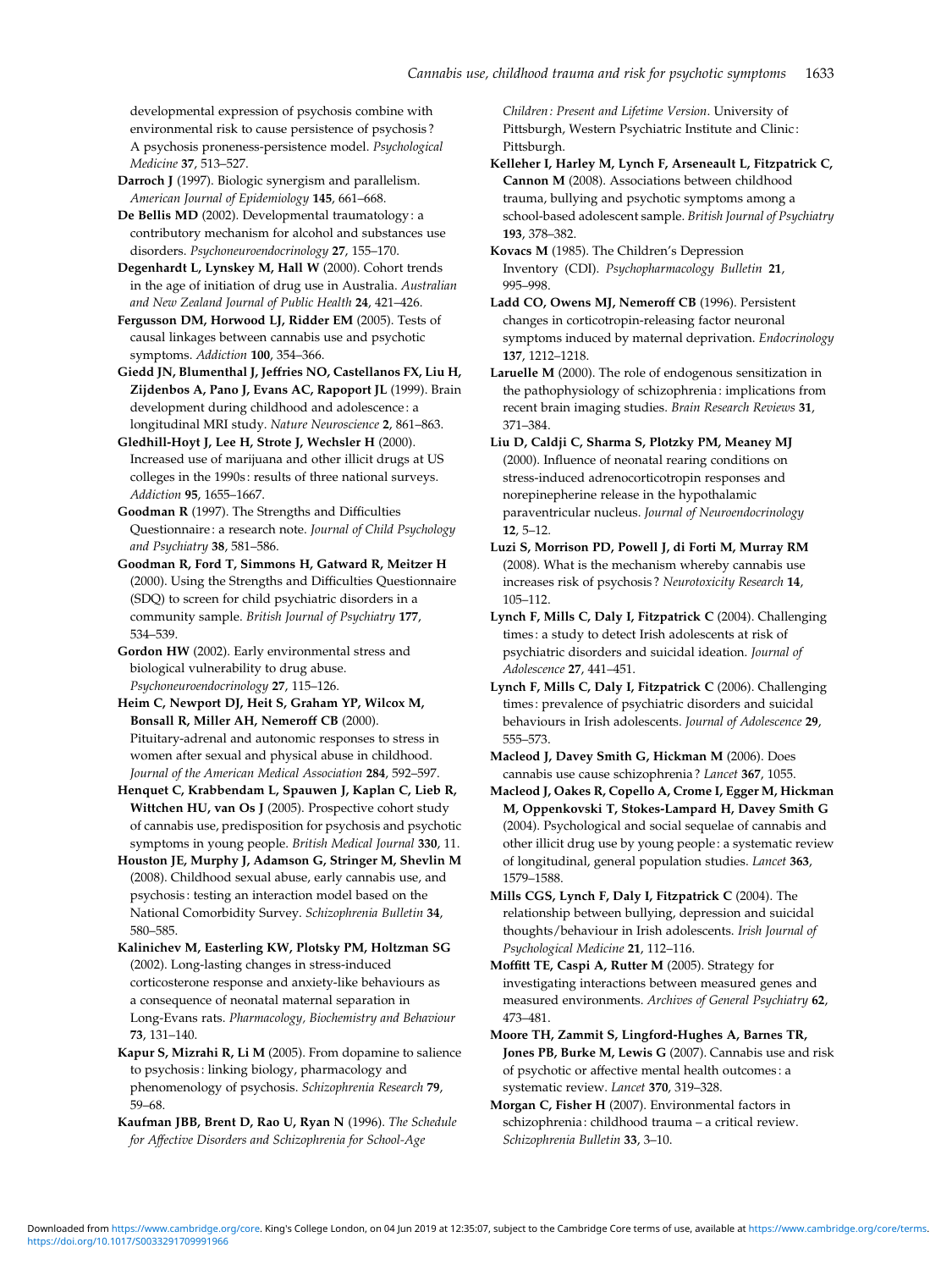developmental expression of psychosis combine with environmental risk to cause persistence of psychosis? A psychosis proneness-persistence model. *Psychological Medicine* **37**, 513–527.

**Darroch J** (1997). Biologic synergism and parallelism. *American Journal of Epidemiology* **145**, 661–668.

**De Bellis MD** (2002). Developmental traumatology: a contributory mechanism for alcohol and substances use disorders. *Psychoneuroendocrinology* **27**, 155–170.

**Degenhardt L, Lynskey M, Hall W** (2000). Cohort trends in the age of initiation of drug use in Australia. *Australian and New Zealand Journal of Public Health* **24**, 421–426.

**Fergusson DM, Horwood LJ, Ridder EM** (2005). Tests of causal linkages between cannabis use and psychotic symptoms. *Addiction* **100**, 354–366.

**Giedd JN, Blumenthal J, Jeffries NO, Castellanos FX, Liu H, Zijdenbos A, Pano J, Evans AC, Rapoport JL** (1999). Brain development during childhood and adolescence: a longitudinal MRI study. *Nature Neuroscience* **2**, 861–863.

**Gledhill-Hoyt J, Lee H, Strote J, Wechsler H** (2000). Increased use of marijuana and other illicit drugs at US colleges in the 1990s: results of three national surveys. *Addiction* **95**, 1655–1667.

**Goodman R** (1997). The Strengths and Difficulties Questionnaire: a research note. *Journal of Child Psychology and Psychiatry* **38**, 581–586.

**Goodman R, Ford T, Simmons H, Gatward R, Meitzer H** (2000). Using the Strengths and Difficulties Questionnaire (SDQ) to screen for child psychiatric disorders in a community sample. *British Journal of Psychiatry* **177**, 534–539.

**Gordon HW** (2002). Early environmental stress and biological vulnerability to drug abuse. *Psychoneuroendocrinology* **27**, 115–126.

**Heim C, Newport DJ, Heit S, Graham YP, Wilcox M, Bonsall R, Miller AH, Nemeroff CB** (2000). Pituitary-adrenal and autonomic responses to stress in women after sexual and physical abuse in childhood. *Journal of the American Medical Association* **284**, 592–597.

**Henquet C, Krabbendam L, Spauwen J, Kaplan C, Lieb R, Wittchen HU, van Os J** (2005). Prospective cohort study of cannabis use, predisposition for psychosis and psychotic symptoms in young people. *British Medical Journal* **330**, 11.

**Houston JE, Murphy J, Adamson G, Stringer M, Shevlin M** (2008). Childhood sexual abuse, early cannabis use, and psychosis: testing an interaction model based on the National Comorbidity Survey. *Schizophrenia Bulletin* **34**, 580–585.

**Kalinichev M, Easterling KW, Plotsky PM, Holtzman SG** (2002). Long-lasting changes in stress-induced corticosterone response and anxiety-like behaviours as a consequence of neonatal maternal separation in Long-Evans rats. *Pharmacology, Biochemistry and Behaviour* **73**, 131–140.

**Kapur S, Mizrahi R, Li M** (2005). From dopamine to salience to psychosis: linking biology, pharmacology and phenomenology of psychosis. *Schizophrenia Research* **79**, 59–68.

**Kaufman JBB, Brent D, Rao U, Ryan N** (1996). *The Schedule for Affective Disorders and Schizophrenia for School-Age Children: Present and Lifetime Version*. University of Pittsburgh, Western Psychiatric Institute and Clinic: Pittsburgh.

**Kelleher I, Harley M, Lynch F, Arseneault L, Fitzpatrick C, Cannon M** (2008). Associations between childhood trauma, bullying and psychotic symptoms among a school-based adolescent sample. *British Journal of Psychiatry* **193**, 378–382.

**Kovacs M** (1985). The Children's Depression Inventory (CDI). *Psychopharmacology Bulletin* **21**, 995–998.

**Ladd CO, Owens MJ, Nemeroff CB** (1996). Persistent changes in corticotropin-releasing factor neuronal symptoms induced by maternal deprivation. *Endocrinology* **137**, 1212–1218.

**Laruelle M** (2000). The role of endogenous sensitization in the pathophysiology of schizophrenia: implications from recent brain imaging studies. *Brain Research Reviews* **31**, 371–384.

**Liu D, Caldji C, Sharma S, Plotzky PM, Meaney MJ** (2000). Influence of neonatal rearing conditions on stress-induced adrenocorticotropin responses and norepinepherine release in the hypothalamic paraventricular nucleus. *Journal of Neuroendocrinology* **12**, 5–12.

**Luzi S, Morrison PD, Powell J, di Forti M, Murray RM** (2008). What is the mechanism whereby cannabis use increases risk of psychosis? *Neurotoxicity Research* **14**, 105–112.

**Lynch F, Mills C, Daly I, Fitzpatrick C** (2004). Challenging times: a study to detect Irish adolescents at risk of psychiatric disorders and suicidal ideation. *Journal of Adolescence* **27**, 441–451.

**Lynch F, Mills C, Daly I, Fitzpatrick C** (2006). Challenging times: prevalence of psychiatric disorders and suicidal behaviours in Irish adolescents. *Journal of Adolescence* **29**, 555–573.

**Macleod J, Davey Smith G, Hickman M** (2006). Does cannabis use cause schizophrenia? *Lancet* **367**, 1055.

**Macleod J, Oakes R, Copello A, Crome I, Egger M, Hickman M, Oppenkovski T, Stokes-Lampard H, Davey Smith G** (2004). Psychological and social sequelae of cannabis and other illicit drug use by young people: a systematic review of longitudinal, general population studies. *Lancet* **363**, 1579–1588.

**Mills CGS, Lynch F, Daly I, Fitzpatrick C** (2004). The relationship between bullying, depression and suicidal thoughts/behaviour in Irish adolescents. *Irish Journal of Psychological Medicine* **21**, 112–116.

**Moffitt TE, Caspi A, Rutter M** (2005). Strategy for investigating interactions between measured genes and measured environments. *Archives of General Psychiatry* **62**, 473–481.

**Moore TH, Zammit S, Lingford-Hughes A, Barnes TR, Jones PB, Burke M, Lewis G** (2007). Cannabis use and risk of psychotic or affective mental health outcomes: a systematic review. *Lancet* **370**, 319–328.

**Morgan C, Fisher H** (2007). Environmental factors in schizophrenia: childhood trauma – a critical review. *Schizophrenia Bulletin* **33**, 3–10.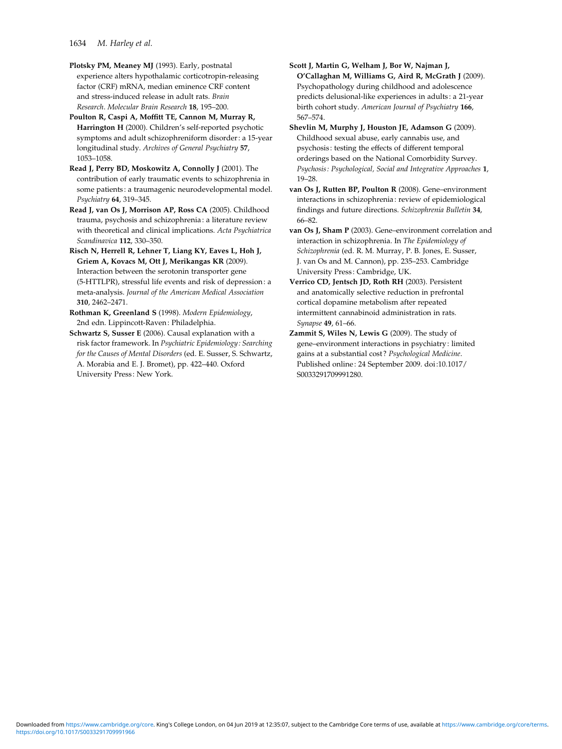**Plotsky PM, Meaney MJ** (1993). Early, postnatal experience alters hypothalamic corticotropin-releasing factor (CRF) mRNA, median eminence CRF content and stress-induced release in adult rats. *Brain Research. Molecular Brain Research* **18**, 195–200.

**Poulton R, Caspi A, Moffitt TE, Cannon M, Murray R, Harrington H** (2000). Children's self-reported psychotic symptoms and adult schizophreniform disorder: a 15-year longitudinal study. *Archives of General Psychiatry* **57**, 1053–1058.

**Read J, Perry BD, Moskowitz A, Connolly J** (2001). The contribution of early traumatic events to schizophrenia in some patients: a traumagenic neurodevelopmental model. *Psychiatry* **64**, 319–345.

**Read J, van Os J, Morrison AP, Ross CA** (2005). Childhood trauma, psychosis and schizophrenia: a literature review with theoretical and clinical implications. *Acta Psychiatrica Scandinavica* **112**, 330–350.

**Risch N, Herrell R, Lehner T, Liang KY, Eaves L, Hoh J, Griem A, Kovacs M, Ott J, Merikangas KR** (2009). Interaction between the serotonin transporter gene (5-HTTLPR), stressful life events and risk of depression: a meta-analysis. *Journal of the American Medical Association* **310**, 2462–2471.

**Rothman K, Greenland S** (1998). *Modern Epidemiology*, 2nd edn. Lippincott-Raven: Philadelphia.

**Schwartz S, Susser E** (2006). Causal explanation with a risk factor framework. In *Psychiatric Epidemiology: Searching for the Causes of Mental Disorders* (ed. E. Susser, S. Schwartz, A. Morabia and E. J. Bromet), pp. 422–440. Oxford University Press: New York.

**Scott J, Martin G, Welham J, Bor W, Najman J, O'Callaghan M, Williams G, Aird R, McGrath J** (2009). Psychopathology during childhood and adolescence predicts delusional-like experiences in adults: a 21-year birth cohort study. *American Journal of Psychiatry* **166**, 567–574.

**Shevlin M, Murphy J, Houston JE, Adamson G** (2009). Childhood sexual abuse, early cannabis use, and psychosis: testing the effects of different temporal orderings based on the National Comorbidity Survey. *Psychosis: Psychological, Social and Integrative Approaches* **1**, 19–28.

**van Os J, Rutten BP, Poulton R** (2008). Gene–environment interactions in schizophrenia: review of epidemiological findings and future directions. *Schizophrenia Bulletin* **34**, 66–82.

**van Os J, Sham P** (2003). Gene–environment correlation and interaction in schizophrenia. In *The Epidemiology of Schizophrenia* (ed. R. M. Murray, P. B. Jones, E. Susser, J. van Os and M. Cannon), pp. 235–253. Cambridge University Press: Cambridge, UK.

**Verrico CD, Jentsch JD, Roth RH** (2003). Persistent and anatomically selective reduction in prefrontal cortical dopamine metabolism after repeated intermittent cannabinoid administration in rats. *Synapse* **49**, 61–66.

**Zammit S, Wiles N, Lewis G** (2009). The study of gene–environment interactions in psychiatry: limited gains at a substantial cost? *Psychological Medicine*. Published online: 24 September 2009. doi:10.1017/S0033291709991280.